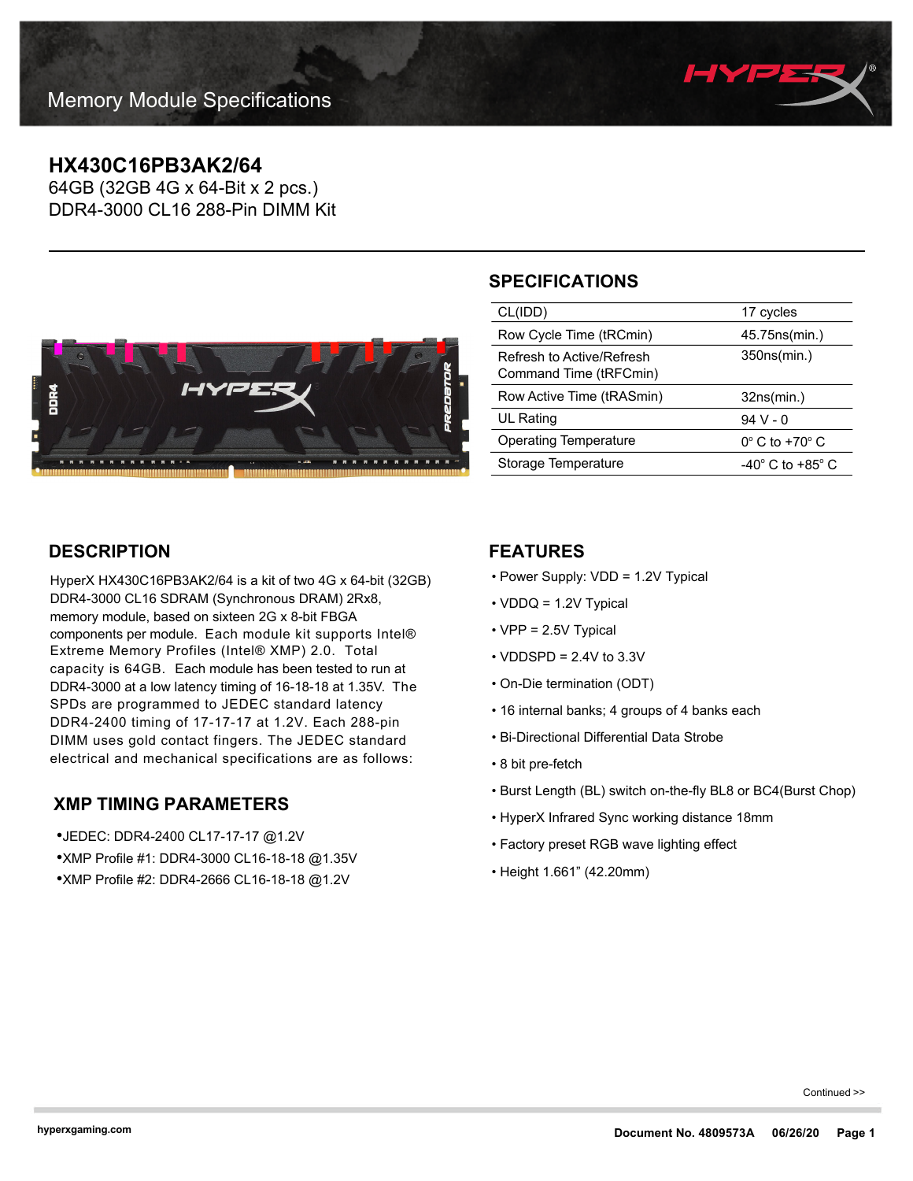Memory Module Specifications

# HX430C16PB3AK2/64

64GB (32GB 4G x 64-Bit x 2 pcs.)
DDR4-3000 CL16 288-Pin DIMM Kit

## SPECIFICATIONS

| | |
|---|---|
| CL(IDD) | 17 cycles |
| Row Cycle Time (tRCmin) | 45.75ns(min.) |
| Refresh to Active/Refresh Command Time (tRFCmin) | 350ns(min.) |
| Row Active Time (tRASmin) | 32ns(min.) |
| UL Rating | 94 V - 0 |
| Operating Temperature | 0° C to +70° C |
| Storage Temperature | -40° C to +85° C |

## DESCRIPTION

HyperX HX430C16PB3AK2/64 is a kit of two 4G x 64-bit (32GB) DDR4-3000 CL16 SDRAM (Synchronous DRAM) 2Rx8, memory module, based on sixteen 2G x 8-bit FBGA components per module. Each module kit supports Intel® Extreme Memory Profiles (Intel® XMP) 2.0. Total capacity is 64GB. Each module has been tested to run at DDR4-3000 at a low latency timing of 16-18-18 at 1.35V. The SPDs are programmed to JEDEC standard latency DDR4-2400 timing of 17-17-17 at 1.2V. Each 288-pin DIMM uses gold contact fingers. The JEDEC standard electrical and mechanical specifications are as follows:

## XMP TIMING PARAMETERS

- JEDEC: DDR4-2400 CL17-17-17 @1.2V
- XMP Profile #1: DDR4-3000 CL16-18-18 @1.35V
- XMP Profile #2: DDR4-2666 CL16-18-18 @1.2V

## FEATURES

- Power Supply: VDD = 1.2V Typical
- VDDQ = 1.2V Typical
- VPP = 2.5V Typical
- VDDSPD = 2.4V to 3.3V
- On-Die termination (ODT)
- 16 internal banks; 4 groups of 4 banks each
- Bi-Directional Differential Data Strobe
- 8 bit pre-fetch
- Burst Length (BL) switch on-the-fly BL8 or BC4(Burst Chop)
- HyperX Infrared Sync working distance 18mm
- Factory preset RGB wave lighting effect
- Height 1.661" (42.20mm)

Continued >>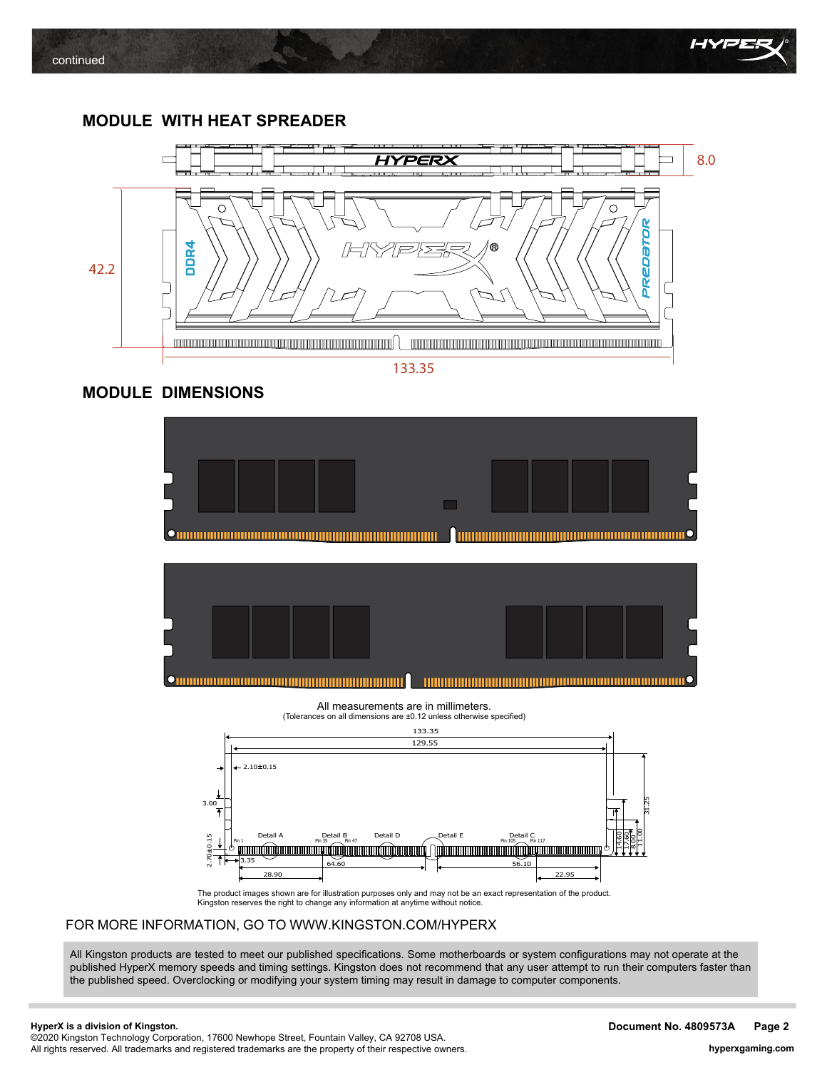## MODULE WITH HEAT SPREADER

8.0

42.2

133.35

## MODULE DIMENSIONS

All measurements are in millimeters.
(Tolerances on all dimensions are ±0.12 unless otherwise specified)

133.35
129.55
2.10±0.15
3.00
2.70±0.15
31.25
11.00
8.00
17.60
14.60
Detail A
Detail B
Detail D
Detail E
Detail C
Pin 1
Pin 35
Pin 47
Pin 105
Pin 117
3.35
28.90
64.60
56.10
22.95

The product images shown are for illustration purposes only and may not be an exact representation of the product.
Kingston reserves the right to change any information at anytime without notice.

FOR MORE INFORMATION, GO TO WWW.KINGSTON.COM/HYPERX

All Kingston products are tested to meet our published specifications. Some motherboards or system configurations may not operate at the published HyperX memory speeds and timing settings. Kingston does not recommend that any user attempt to run their computers faster than the published speed. Overclocking or modifying your system timing may result in damage to computer components.

**HyperX is a division of Kingston.**
©2020 Kingston Technology Corporation, 17600 Newhope Street, Fountain Valley, CA 92708 USA.
All rights reserved. All trademarks and registered trademarks are the property of their respective owners.

**Document No. 4809573A**

hyperxgaming.com